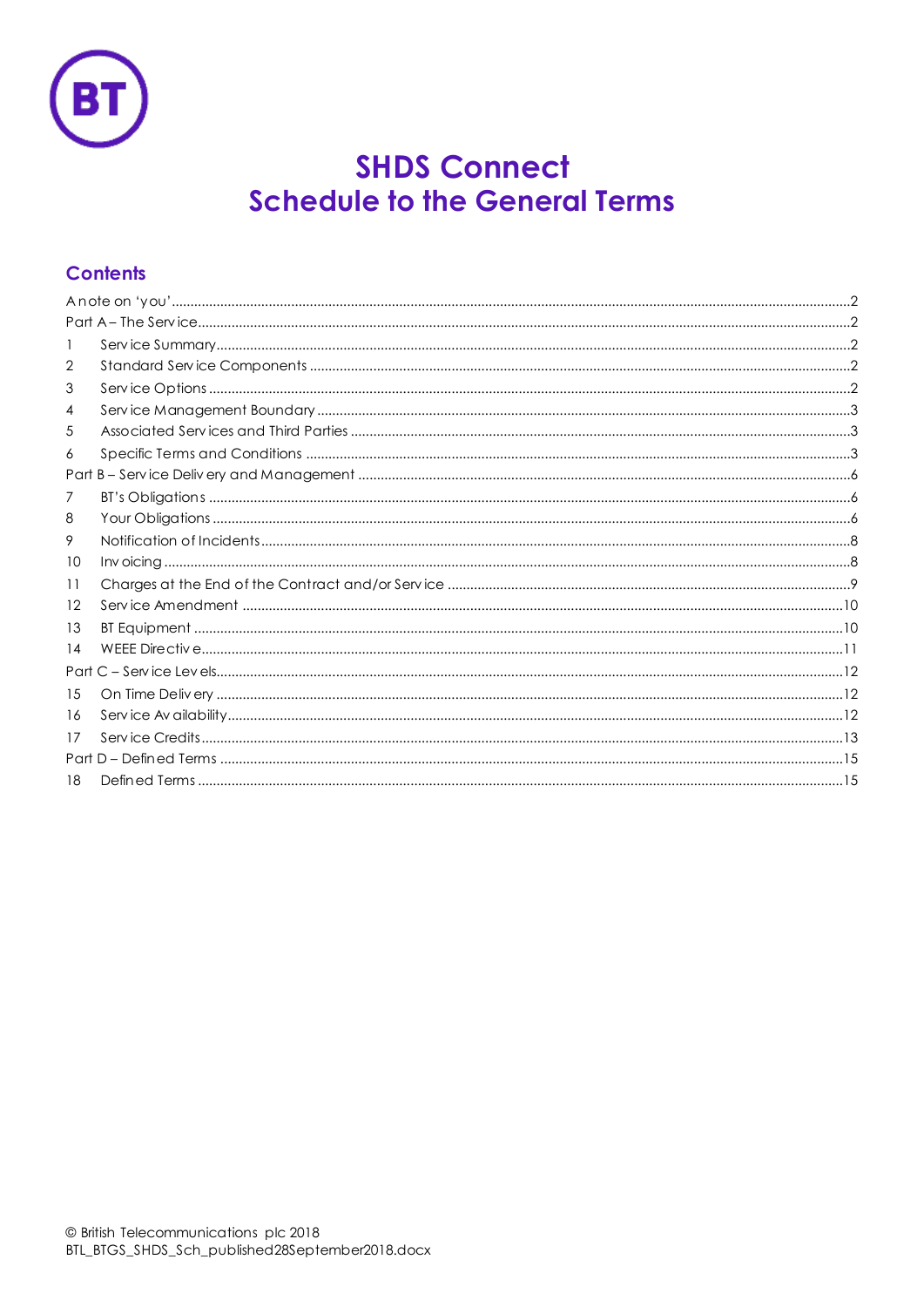# SHDS Connect
# Schedule to the General Terms

## Contents

A note on 'you' ..... 2
Part A – The Service ..... 2
1 Service Summary ..... 2
2 Standard Service Components ..... 2
3 Service Options ..... 2
4 Service Management Boundary ..... 3
5 Associated Services and Third Parties ..... 3
6 Specific Terms and Conditions ..... 3
Part B – Service Delivery and Management ..... 6
7 BT's Obligations ..... 6
8 Your Obligations ..... 6
9 Notification of Incidents ..... 8
10 Invoicing ..... 8
11 Charges at the End of the Contract and/or Service ..... 9
12 Service Amendment ..... 10
13 BT Equipment ..... 10
14 WEEE Directive ..... 11
Part C – Service Levels ..... 12
15 On Time Delivery ..... 12
16 Service Availability ..... 12
17 Service Credits ..... 13
Part D – Defined Terms ..... 15
18 Defined Terms ..... 15

© British Telecommunications plc 2018
BTL_BTGS_SHDS_Sch_published28September2018.docx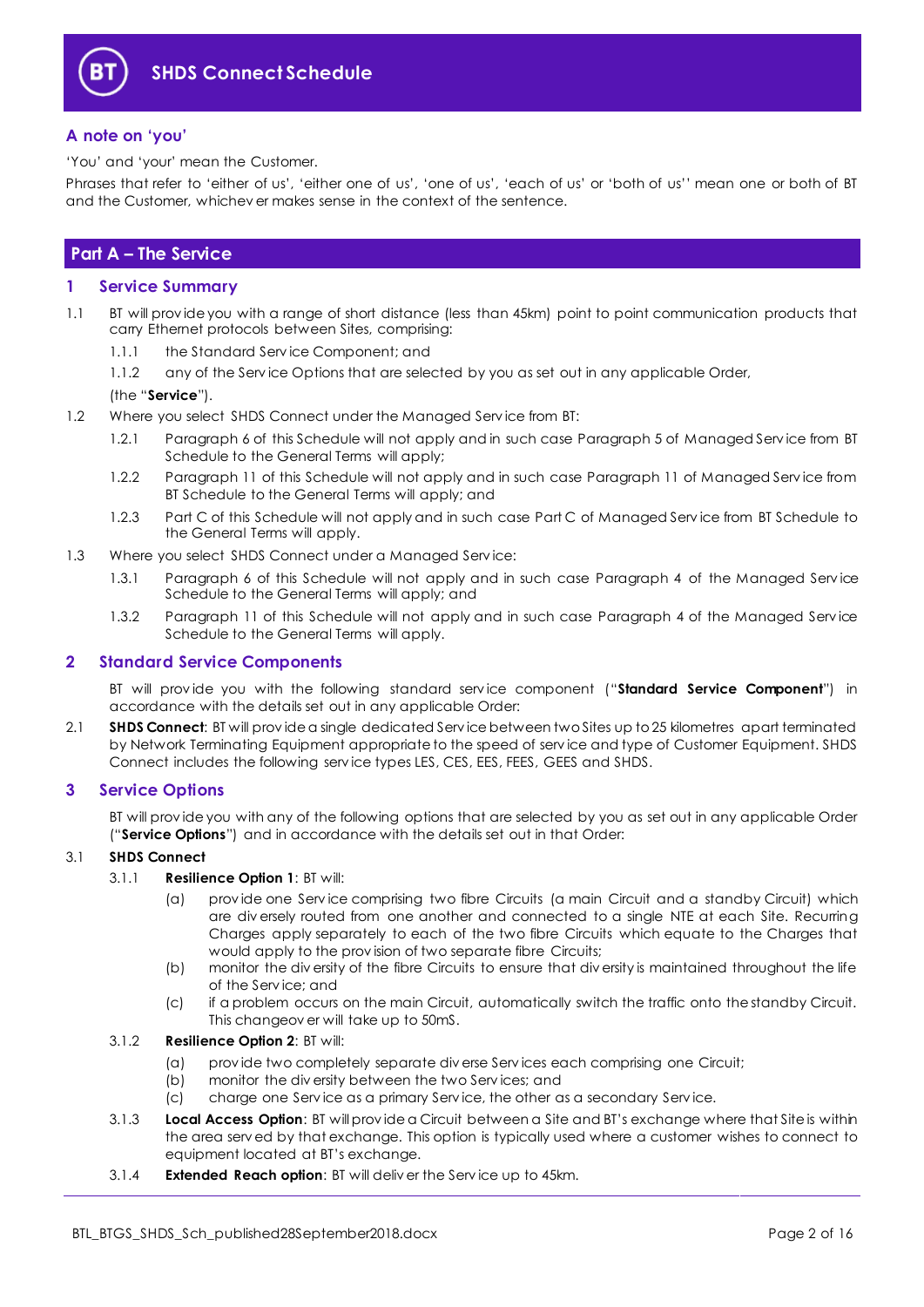## A note on 'you'

'You' and 'your' mean the Customer.

Phrases that refer to 'either of us', 'either one of us', 'one of us', 'each of us' or 'both of us'' mean one or both of BT and the Customer, whichever makes sense in the context of the sentence.

# Part A – The Service

## 1 Service Summary

1.1 BT will provide you with a range of short distance (less than 45km) point to point communication products that carry Ethernet protocols between Sites, comprising:

1.1.1 the Standard Service Component; and

1.1.2 any of the Service Options that are selected by you as set out in any applicable Order,

(the "**Service**").

1.2 Where you select SHDS Connect under the Managed Service from BT:

1.2.1 Paragraph 6 of this Schedule will not apply and in such case Paragraph 5 of Managed Service from BT Schedule to the General Terms will apply;

1.2.2 Paragraph 11 of this Schedule will not apply and in such case Paragraph 11 of Managed Service from BT Schedule to the General Terms will apply; and

1.2.3 Part C of this Schedule will not apply and in such case Part C of Managed Service from BT Schedule to the General Terms will apply.

1.3 Where you select SHDS Connect under a Managed Service:

1.3.1 Paragraph 6 of this Schedule will not apply and in such case Paragraph 4 of the Managed Service Schedule to the General Terms will apply; and

1.3.2 Paragraph 11 of this Schedule will not apply and in such case Paragraph 4 of the Managed Service Schedule to the General Terms will apply.

## 2 Standard Service Components

BT will provide you with the following standard service component ("**Standard Service Component**") in accordance with the details set out in any applicable Order:

2.1 **SHDS Connect**: BT will provide a single dedicated Service between two Sites up to 25 kilometres apart terminated by Network Terminating Equipment appropriate to the speed of service and type of Customer Equipment. SHDS Connect includes the following service types LES, CES, EES, FEES, GEES and SHDS.

## 3 Service Options

BT will provide you with any of the following options that are selected by you as set out in any applicable Order ("**Service Options**") and in accordance with the details set out in that Order:

3.1 **SHDS Connect**

3.1.1 **Resilience Option 1**: BT will:

(a) provide one Service comprising two fibre Circuits (a main Circuit and a standby Circuit) which are diversely routed from one another and connected to a single NTE at each Site. Recurring Charges apply separately to each of the two fibre Circuits which equate to the Charges that would apply to the provision of two separate fibre Circuits;

(b) monitor the diversity of the fibre Circuits to ensure that diversity is maintained throughout the life of the Service; and

(c) if a problem occurs on the main Circuit, automatically switch the traffic onto the standby Circuit. This changeover will take up to 50mS.

3.1.2 **Resilience Option 2**: BT will:

(a) provide two completely separate diverse Services each comprising one Circuit;

(b) monitor the diversity between the two Services; and

(c) charge one Service as a primary Service, the other as a secondary Service.

3.1.3 **Local Access Option**: BT will provide a Circuit between a Site and BT's exchange where that Site is within the area served by that exchange. This option is typically used where a customer wishes to connect to equipment located at BT's exchange.

3.1.4 **Extended Reach option**: BT will deliver the Service up to 45km.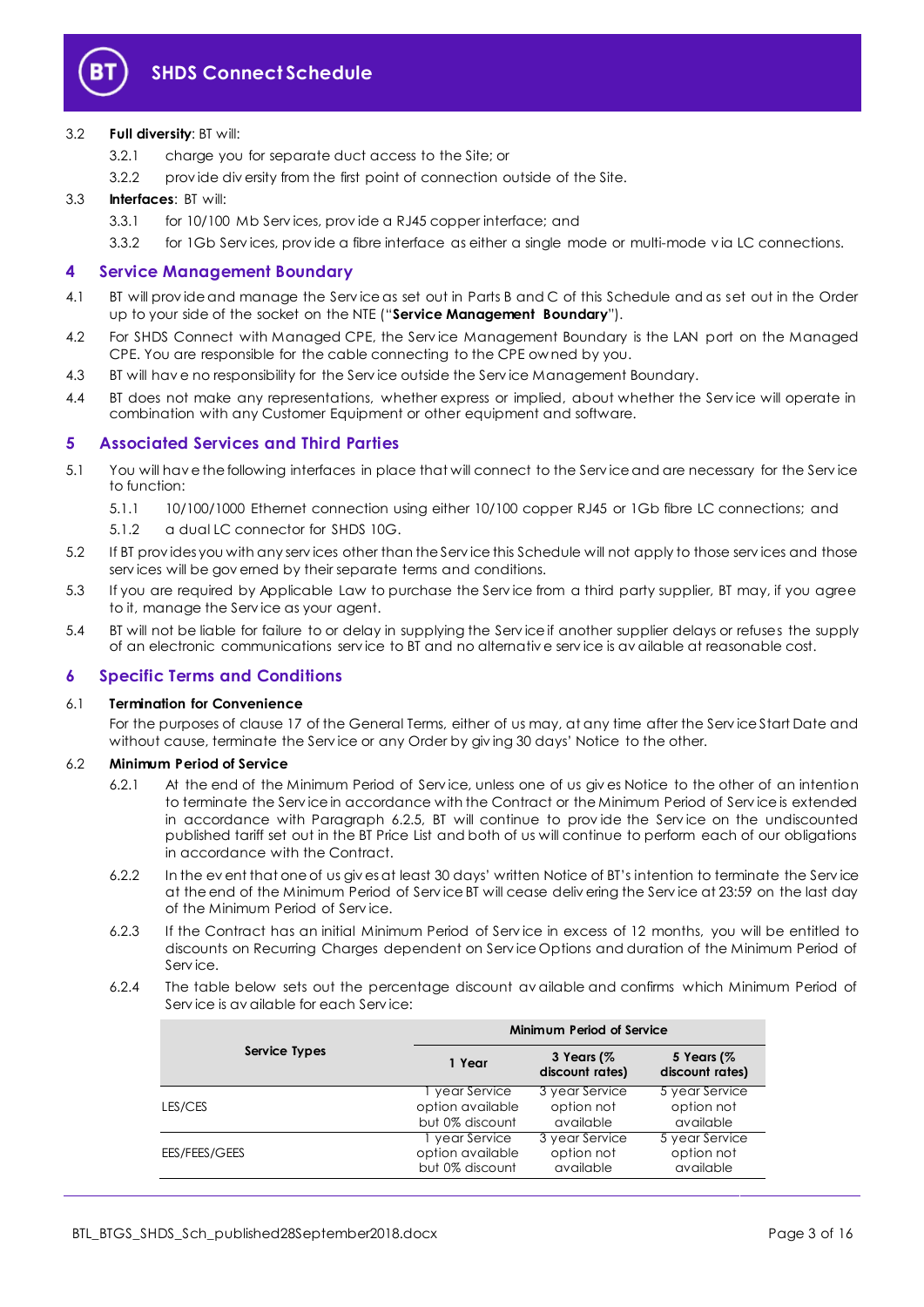3.2 **Full diversity**: BT will:

3.2.1 charge you for separate duct access to the Site; or

3.2.2 provide diversity from the first point of connection outside of the Site.

3.3 **Interfaces**: BT will:

3.3.1 for 10/100 Mb Services, provide a RJ45 copper interface; and

3.3.2 for 1Gb Services, provide a fibre interface as either a single mode or multi-mode via LC connections.

## 4 Service Management Boundary

4.1 BT will provide and manage the Service as set out in Parts B and C of this Schedule and as set out in the Order up to your side of the socket on the NTE ("**Service Management Boundary**").

4.2 For SHDS Connect with Managed CPE, the Service Management Boundary is the LAN port on the Managed CPE. You are responsible for the cable connecting to the CPE owned by you.

4.3 BT will have no responsibility for the Service outside the Service Management Boundary.

4.4 BT does not make any representations, whether express or implied, about whether the Service will operate in combination with any Customer Equipment or other equipment and software.

## 5 Associated Services and Third Parties

5.1 You will have the following interfaces in place that will connect to the Service and are necessary for the Service to function:

5.1.1 10/100/1000 Ethernet connection using either 10/100 copper RJ45 or 1Gb fibre LC connections; and

5.1.2 a dual LC connector for SHDS 10G.

5.2 If BT provides you with any services other than the Service this Schedule will not apply to those services and those services will be governed by their separate terms and conditions.

5.3 If you are required by Applicable Law to purchase the Service from a third party supplier, BT may, if you agree to it, manage the Service as your agent.

5.4 BT will not be liable for failure to or delay in supplying the Service if another supplier delays or refuses the supply of an electronic communications service to BT and no alternative service is available at reasonable cost.

## 6 Specific Terms and Conditions

6.1 **Termination for Convenience**

For the purposes of clause 17 of the General Terms, either of us may, at any time after the Service Start Date and without cause, terminate the Service or any Order by giving 30 days' Notice to the other.

6.2 **Minimum Period of Service**

6.2.1 At the end of the Minimum Period of Service, unless one of us gives Notice to the other of an intention to terminate the Service in accordance with the Contract or the Minimum Period of Service is extended in accordance with Paragraph 6.2.5, BT will continue to provide the Service on the undiscounted published tariff set out in the BT Price List and both of us will continue to perform each of our obligations in accordance with the Contract.

6.2.2 In the event that one of us gives at least 30 days' written Notice of BT's intention to terminate the Service at the end of the Minimum Period of Service BT will cease delivering the Service at 23:59 on the last day of the Minimum Period of Service.

6.2.3 If the Contract has an initial Minimum Period of Service in excess of 12 months, you will be entitled to discounts on Recurring Charges dependent on Service Options and duration of the Minimum Period of Service.

6.2.4 The table below sets out the percentage discount available and confirms which Minimum Period of Service is available for each Service:

| Service Types | Minimum Period of Service | | |
|---|---|---|---|
| | 1 Year | 3 Years (% discount rates) | 5 Years (% discount rates) |
| LES/CES | 1 year Service option available but 0% discount | 3 year Service option not available | 5 year Service option not available |
| EES/FEES/GEES | 1 year Service option available but 0% discount | 3 year Service option not available | 5 year Service option not available |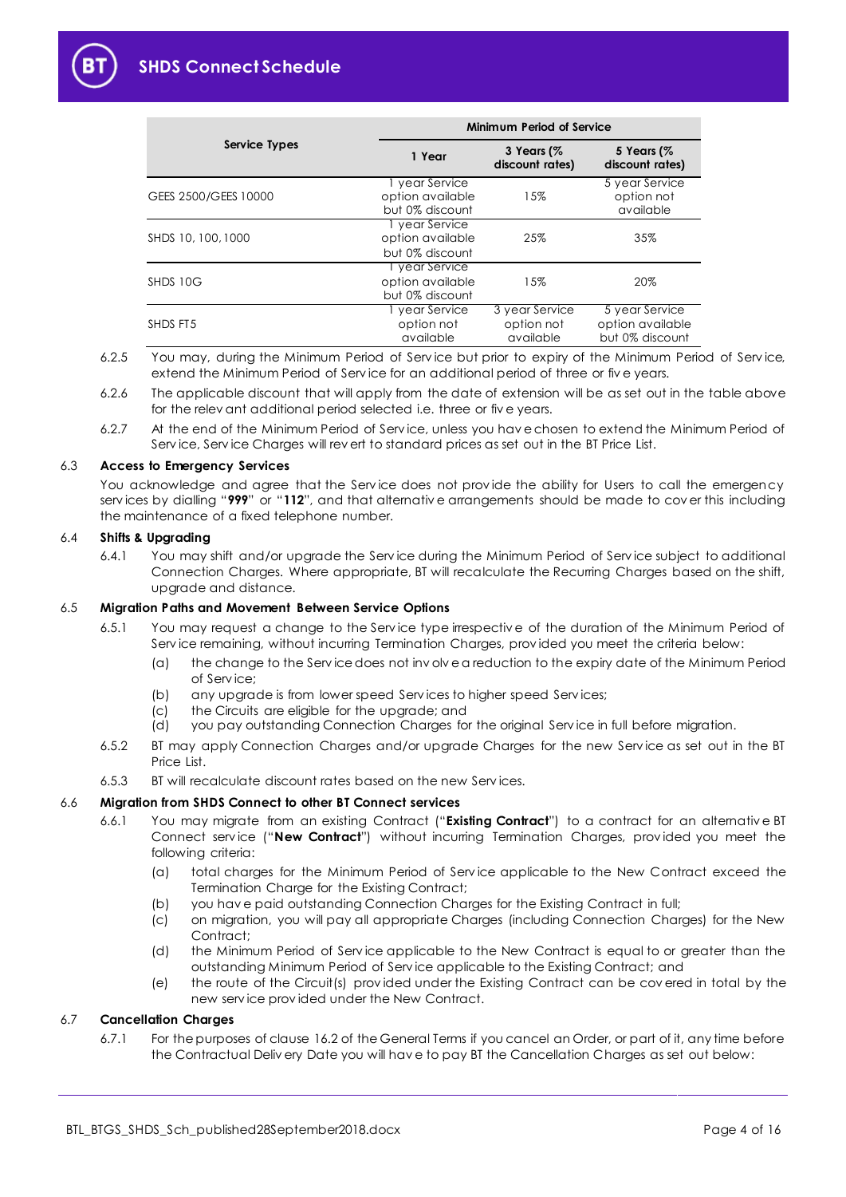| Service Types | Minimum Period of Service | | |
|---|---|---|---|
| | 1 Year | 3 Years (% discount rates) | 5 Years (% discount rates) |
| GEES 2500/GEES 10000 | 1 year Service option available but 0% discount | 15% | 5 year Service option not available |
| SHDS 10, 100, 1000 | 1 year Service option available but 0% discount | 25% | 35% |
| SHDS 10G | 1 year Service option available but 0% discount | 15% | 20% |
| SHDS FT5 | 1 year Service option not available | 3 year Service option not available | 5 year Service option available but 0% discount |

6.2.5 You may, during the Minimum Period of Service but prior to expiry of the Minimum Period of Service, extend the Minimum Period of Service for an additional period of three or five years.

6.2.6 The applicable discount that will apply from the date of extension will be as set out in the table above for the relevant additional period selected i.e. three or five years.

6.2.7 At the end of the Minimum Period of Service, unless you have chosen to extend the Minimum Period of Service, Service Charges will revert to standard prices as set out in the BT Price List.

### 6.3 Access to Emergency Services

You acknowledge and agree that the Service does not provide the ability for Users to call the emergency services by dialling "**999**" or "**112**", and that alternative arrangements should be made to cover this including the maintenance of a fixed telephone number.

### 6.4 Shifts & Upgrading

6.4.1 You may shift and/or upgrade the Service during the Minimum Period of Service subject to additional Connection Charges. Where appropriate, BT will recalculate the Recurring Charges based on the shift, upgrade and distance.

### 6.5 Migration Paths and Movement Between Service Options

6.5.1 You may request a change to the Service type irrespective of the duration of the Minimum Period of Service remaining, without incurring Termination Charges, provided you meet the criteria below:

(a) the change to the Service does not involve a reduction to the expiry date of the Minimum Period of Service;
(b) any upgrade is from lower speed Services to higher speed Services;
(c) the Circuits are eligible for the upgrade; and
(d) you pay outstanding Connection Charges for the original Service in full before migration.

6.5.2 BT may apply Connection Charges and/or upgrade Charges for the new Service as set out in the BT Price List.

6.5.3 BT will recalculate discount rates based on the new Services.

### 6.6 Migration from SHDS Connect to other BT Connect services

6.6.1 You may migrate from an existing Contract ("**Existing Contract**") to a contract for an alternative BT Connect service ("**New Contract**") without incurring Termination Charges, provided you meet the following criteria:

(a) total charges for the Minimum Period of Service applicable to the New Contract exceed the Termination Charge for the Existing Contract;
(b) you have paid outstanding Connection Charges for the Existing Contract in full;
(c) on migration, you will pay all appropriate Charges (including Connection Charges) for the New Contract;
(d) the Minimum Period of Service applicable to the New Contract is equal to or greater than the outstanding Minimum Period of Service applicable to the Existing Contract; and
(e) the route of the Circuit(s) provided under the Existing Contract can be covered in total by the new service provided under the New Contract.

### 6.7 Cancellation Charges

6.7.1 For the purposes of clause 16.2 of the General Terms if you cancel an Order, or part of it, any time before the Contractual Delivery Date you will have to pay BT the Cancellation Charges as set out below: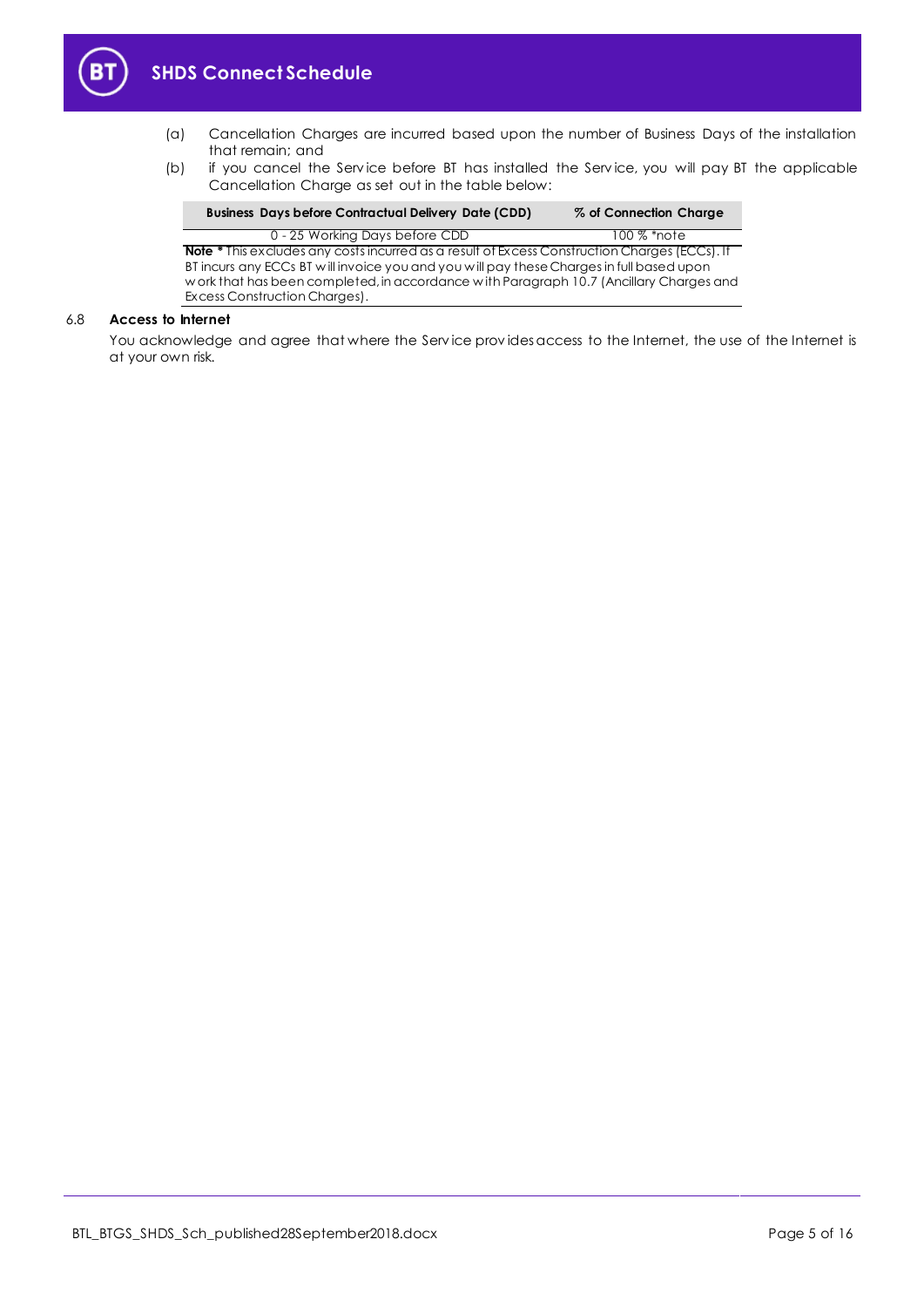(a) Cancellation Charges are incurred based upon the number of Business Days of the installation that remain; and

(b) if you cancel the Service before BT has installed the Service, you will pay BT the applicable Cancellation Charge as set out in the table below:

| Business Days before Contractual Delivery Date (CDD) | % of Connection Charge |
| --- | --- |
| 0 - 25 Working Days before CDD | 100 % *note |

**Note *** This excludes any costs incurred as a result of Excess Construction Charges (ECCs). If BT incurs any ECCs BT will invoice you and you will pay these Charges in full based upon work that has been completed, in accordance with Paragraph 10.7 (Ancillary Charges and Excess Construction Charges).

6.8 **Access to Internet**

You acknowledge and agree that where the Service provides access to the Internet, the use of the Internet is at your own risk.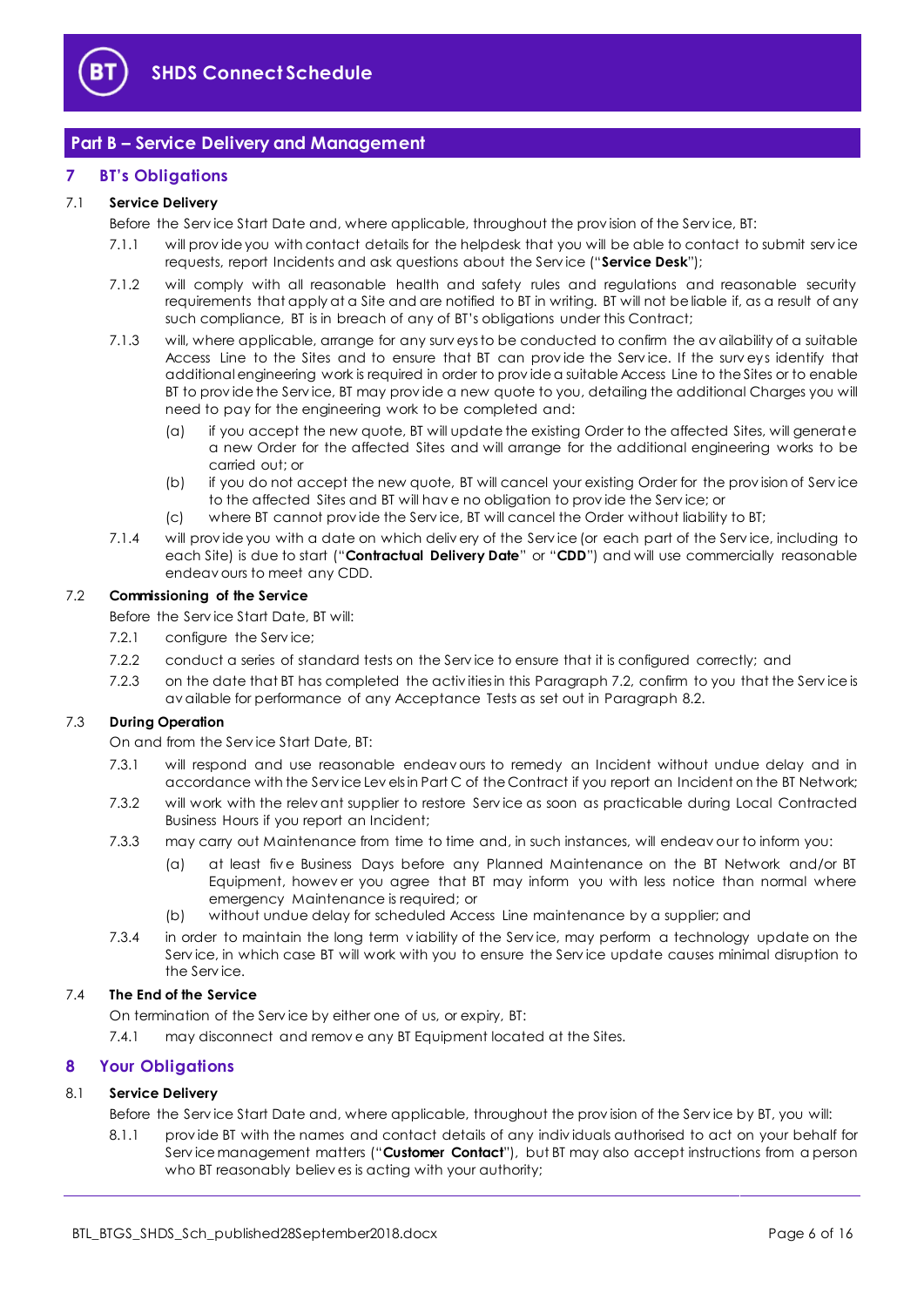## Part B – Service Delivery and Management

### 7 BT's Obligations

**7.1 Service Delivery**

Before the Service Start Date and, where applicable, throughout the provision of the Service, BT:

7.1.1 will provide you with contact details for the helpdesk that you will be able to contact to submit service requests, report Incidents and ask questions about the Service ("**Service Desk**");

7.1.2 will comply with all reasonable health and safety rules and regulations and reasonable security requirements that apply at a Site and are notified to BT in writing. BT will not be liable if, as a result of any such compliance, BT is in breach of any of BT's obligations under this Contract;

7.1.3 will, where applicable, arrange for any surveys to be conducted to confirm the availability of a suitable Access Line to the Sites and to ensure that BT can provide the Service. If the surveys identify that additional engineering work is required in order to provide a suitable Access Line to the Sites or to enable BT to provide the Service, BT may provide a new quote to you, detailing the additional Charges you will need to pay for the engineering work to be completed and:

(a) if you accept the new quote, BT will update the existing Order to the affected Sites, will generate a new Order for the affected Sites and will arrange for the additional engineering works to be carried out; or

(b) if you do not accept the new quote, BT will cancel your existing Order for the provision of Service to the affected Sites and BT will have no obligation to provide the Service; or

(c) where BT cannot provide the Service, BT will cancel the Order without liability to BT;

7.1.4 will provide you with a date on which delivery of the Service (or each part of the Service, including to each Site) is due to start ("**Contractual Delivery Date**" or "**CDD**") and will use commercially reasonable endeavours to meet any CDD.

**7.2 Commissioning of the Service**

Before the Service Start Date, BT will:

7.2.1 configure the Service;

7.2.2 conduct a series of standard tests on the Service to ensure that it is configured correctly; and

7.2.3 on the date that BT has completed the activities in this Paragraph 7.2, confirm to you that the Service is available for performance of any Acceptance Tests as set out in Paragraph 8.2.

**7.3 During Operation**

On and from the Service Start Date, BT:

7.3.1 will respond and use reasonable endeavours to remedy an Incident without undue delay and in accordance with the Service Levels in Part C of the Contract if you report an Incident on the BT Network;

7.3.2 will work with the relevant supplier to restore Service as soon as practicable during Local Contracted Business Hours if you report an Incident;

7.3.3 may carry out Maintenance from time to time and, in such instances, will endeavour to inform you:

(a) at least five Business Days before any Planned Maintenance on the BT Network and/or BT Equipment, however you agree that BT may inform you with less notice than normal where emergency Maintenance is required; or

(b) without undue delay for scheduled Access Line maintenance by a supplier; and

7.3.4 in order to maintain the long term viability of the Service, may perform a technology update on the Service, in which case BT will work with you to ensure the Service update causes minimal disruption to the Service.

**7.4 The End of the Service**

On termination of the Service by either one of us, or expiry, BT:

7.4.1 may disconnect and remove any BT Equipment located at the Sites.

### 8 Your Obligations

**8.1 Service Delivery**

Before the Service Start Date and, where applicable, throughout the provision of the Service by BT, you will:

8.1.1 provide BT with the names and contact details of any individuals authorised to act on your behalf for Service management matters ("**Customer Contact**"), but BT may also accept instructions from a person who BT reasonably believes is acting with your authority;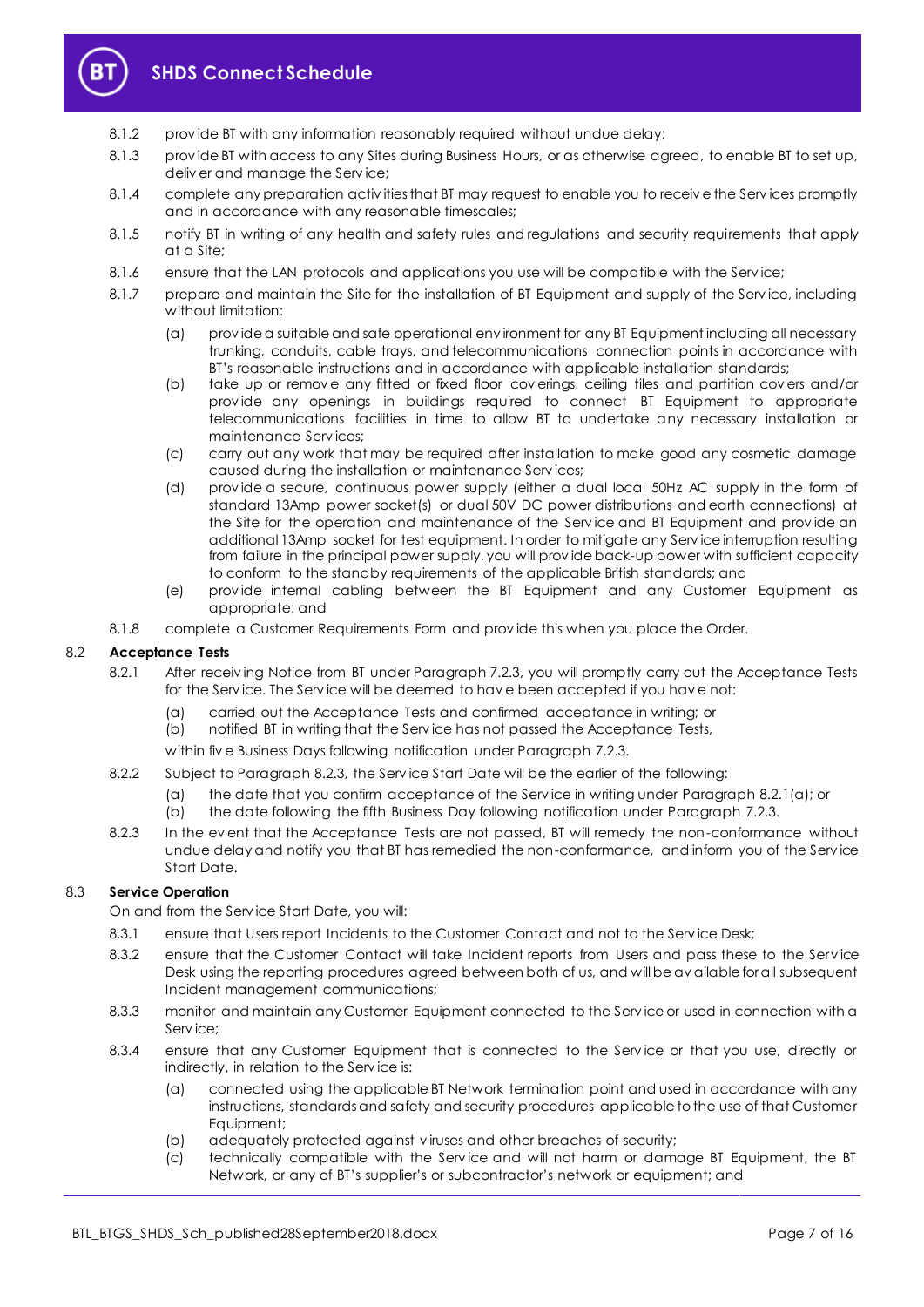8.1.2 provide BT with any information reasonably required without undue delay;

8.1.3 provide BT with access to any Sites during Business Hours, or as otherwise agreed, to enable BT to set up, deliver and manage the Service;

8.1.4 complete any preparation activities that BT may request to enable you to receive the Services promptly and in accordance with any reasonable timescales;

8.1.5 notify BT in writing of any health and safety rules and regulations and security requirements that apply at a Site;

8.1.6 ensure that the LAN protocols and applications you use will be compatible with the Service;

8.1.7 prepare and maintain the Site for the installation of BT Equipment and supply of the Service, including without limitation:

(a) provide a suitable and safe operational environment for any BT Equipment including all necessary trunking, conduits, cable trays, and telecommunications connection points in accordance with BT's reasonable instructions and in accordance with applicable installation standards;

(b) take up or remove any fitted or fixed floor coverings, ceiling tiles and partition covers and/or provide any openings in buildings required to connect BT Equipment to appropriate telecommunications facilities in time to allow BT to undertake any necessary installation or maintenance Services;

(c) carry out any work that may be required after installation to make good any cosmetic damage caused during the installation or maintenance Services;

(d) provide a secure, continuous power supply (either a dual local 50Hz AC supply in the form of standard 13Amp power socket(s) or dual 50V DC power distributions and earth connections) at the Site for the operation and maintenance of the Service and BT Equipment and provide an additional 13Amp socket for test equipment. In order to mitigate any Service interruption resulting from failure in the principal power supply, you will provide back-up power with sufficient capacity to conform to the standby requirements of the applicable British standards; and

(e) provide internal cabling between the BT Equipment and any Customer Equipment as appropriate; and

8.1.8 complete a Customer Requirements Form and provide this when you place the Order.

## 8.2 Acceptance Tests

8.2.1 After receiving Notice from BT under Paragraph 7.2.3, you will promptly carry out the Acceptance Tests for the Service. The Service will be deemed to have been accepted if you have not:

(a) carried out the Acceptance Tests and confirmed acceptance in writing; or

(b) notified BT in writing that the Service has not passed the Acceptance Tests,

within five Business Days following notification under Paragraph 7.2.3.

8.2.2 Subject to Paragraph 8.2.3, the Service Start Date will be the earlier of the following:

(a) the date that you confirm acceptance of the Service in writing under Paragraph 8.2.1(a); or

(b) the date following the fifth Business Day following notification under Paragraph 7.2.3.

8.2.3 In the event that the Acceptance Tests are not passed, BT will remedy the non-conformance without undue delay and notify you that BT has remedied the non-conformance, and inform you of the Service Start Date.

## 8.3 Service Operation

On and from the Service Start Date, you will:

8.3.1 ensure that Users report Incidents to the Customer Contact and not to the Service Desk;

8.3.2 ensure that the Customer Contact will take Incident reports from Users and pass these to the Service Desk using the reporting procedures agreed between both of us, and will be available for all subsequent Incident management communications;

8.3.3 monitor and maintain any Customer Equipment connected to the Service or used in connection with a Service;

8.3.4 ensure that any Customer Equipment that is connected to the Service or that you use, directly or indirectly, in relation to the Service is:

(a) connected using the applicable BT Network termination point and used in accordance with any instructions, standards and safety and security procedures applicable to the use of that Customer Equipment;

(b) adequately protected against viruses and other breaches of security;

(c) technically compatible with the Service and will not harm or damage BT Equipment, the BT Network, or any of BT's supplier's or subcontractor's network or equipment; and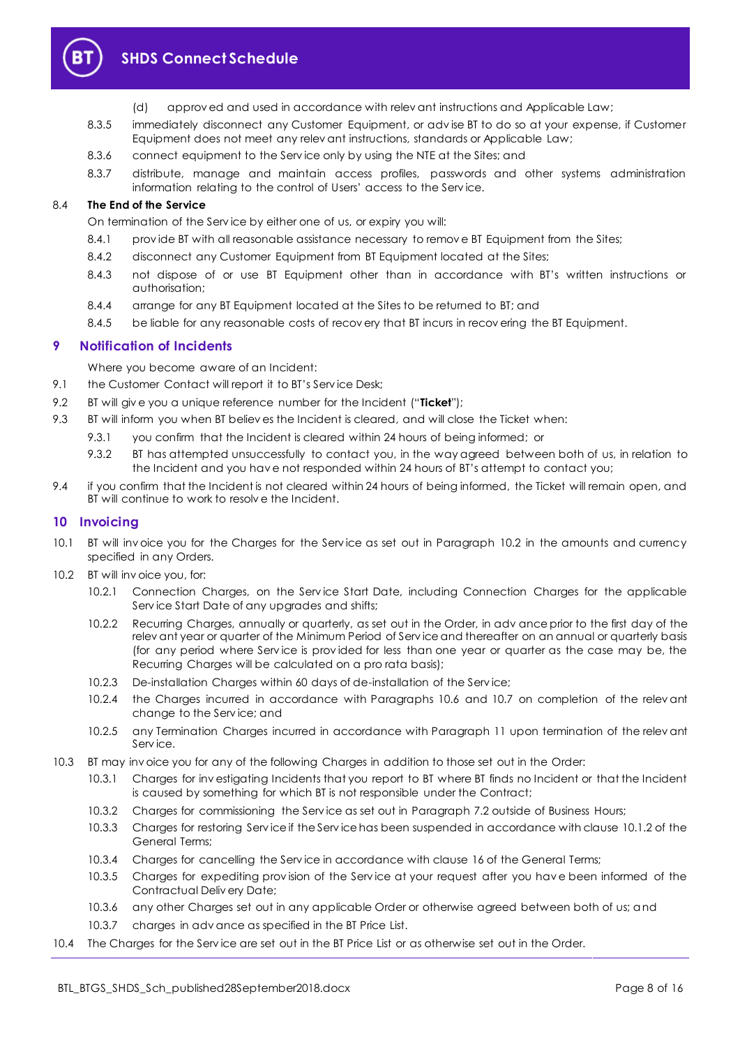(d) approved and used in accordance with relevant instructions and Applicable Law;

8.3.5 immediately disconnect any Customer Equipment, or advise BT to do so at your expense, if Customer Equipment does not meet any relevant instructions, standards or Applicable Law;

8.3.6 connect equipment to the Service only by using the NTE at the Sites; and

8.3.7 distribute, manage and maintain access profiles, passwords and other systems administration information relating to the control of Users' access to the Service.

8.4 **The End of the Service**

On termination of the Service by either one of us, or expiry you will:

8.4.1 provide BT with all reasonable assistance necessary to remove BT Equipment from the Sites;

8.4.2 disconnect any Customer Equipment from BT Equipment located at the Sites;

8.4.3 not dispose of or use BT Equipment other than in accordance with BT's written instructions or authorisation;

8.4.4 arrange for any BT Equipment located at the Sites to be returned to BT; and

8.4.5 be liable for any reasonable costs of recovery that BT incurs in recovering the BT Equipment.

## 9 Notification of Incidents

Where you become aware of an Incident:

9.1 the Customer Contact will report it to BT's Service Desk;

9.2 BT will give you a unique reference number for the Incident ("**Ticket**");

9.3 BT will inform you when BT believes the Incident is cleared, and will close the Ticket when:

9.3.1 you confirm that the Incident is cleared within 24 hours of being informed; or

9.3.2 BT has attempted unsuccessfully to contact you, in the way agreed between both of us, in relation to the Incident and you have not responded within 24 hours of BT's attempt to contact you;

9.4 if you confirm that the Incident is not cleared within 24 hours of being informed, the Ticket will remain open, and BT will continue to work to resolve the Incident.

## 10 Invoicing

10.1 BT will invoice you for the Charges for the Service as set out in Paragraph 10.2 in the amounts and currency specified in any Orders.

10.2 BT will invoice you, for:

10.2.1 Connection Charges, on the Service Start Date, including Connection Charges for the applicable Service Start Date of any upgrades and shifts;

10.2.2 Recurring Charges, annually or quarterly, as set out in the Order, in advance prior to the first day of the relevant year or quarter of the Minimum Period of Service and thereafter on an annual or quarterly basis (for any period where Service is provided for less than one year or quarter as the case may be, the Recurring Charges will be calculated on a pro rata basis);

10.2.3 De-installation Charges within 60 days of de-installation of the Service;

10.2.4 the Charges incurred in accordance with Paragraphs 10.6 and 10.7 on completion of the relevant change to the Service; and

10.2.5 any Termination Charges incurred in accordance with Paragraph 11 upon termination of the relevant Service.

10.3 BT may invoice you for any of the following Charges in addition to those set out in the Order:

10.3.1 Charges for investigating Incidents that you report to BT where BT finds no Incident or that the Incident is caused by something for which BT is not responsible under the Contract;

10.3.2 Charges for commissioning the Service as set out in Paragraph 7.2 outside of Business Hours;

10.3.3 Charges for restoring Service if the Service has been suspended in accordance with clause 10.1.2 of the General Terms;

10.3.4 Charges for cancelling the Service in accordance with clause 16 of the General Terms;

10.3.5 Charges for expediting provision of the Service at your request after you have been informed of the Contractual Delivery Date;

10.3.6 any other Charges set out in any applicable Order or otherwise agreed between both of us; and

10.3.7 charges in advance as specified in the BT Price List.

10.4 The Charges for the Service are set out in the BT Price List or as otherwise set out in the Order.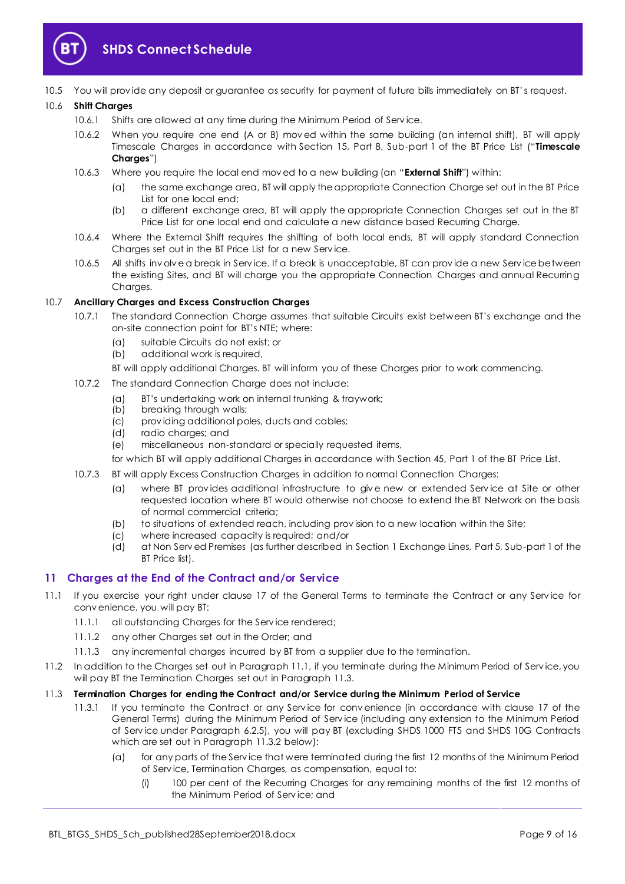10.5 You will provide any deposit or guarantee as security for payment of future bills immediately on BT's request.

10.6 **Shift Charges**

10.6.1 Shifts are allowed at any time during the Minimum Period of Service.

10.6.2 When you require one end (A or B) moved within the same building (an internal shift), BT will apply Timescale Charges in accordance with Section 15, Part 8, Sub-part 1 of the BT Price List ("**Timescale Charges**")

10.6.3 Where you require the local end moved to a new building (an "**External Shift**") within:

(a) the same exchange area, BT will apply the appropriate Connection Charge set out in the BT Price List for one local end;

(b) a different exchange area, BT will apply the appropriate Connection Charges set out in the BT Price List for one local end and calculate a new distance based Recurring Charge.

10.6.4 Where the External Shift requires the shifting of both local ends, BT will apply standard Connection Charges set out in the BT Price List for a new Service.

10.6.5 All shifts involve a break in Service. If a break is unacceptable, BT can provide a new Service between the existing Sites, and BT will charge you the appropriate Connection Charges and annual Recurring Charges.

10.7 **Ancillary Charges and Excess Construction Charges**

10.7.1 The standard Connection Charge assumes that suitable Circuits exist between BT's exchange and the on-site connection point for BT's NTE; where:

(a) suitable Circuits do not exist; or

(b) additional work is required,

BT will apply additional Charges. BT will inform you of these Charges prior to work commencing.

10.7.2 The standard Connection Charge does not include:

(a) BT's undertaking work on internal trunking & traywork;

(b) breaking through walls;

(c) providing additional poles, ducts and cables;

(d) radio charges; and

(e) miscellaneous non-standard or specially requested items,

for which BT will apply additional Charges in accordance with Section 45, Part 1 of the BT Price List.

10.7.3 BT will apply Excess Construction Charges in addition to normal Connection Charges:

(a) where BT provides additional infrastructure to give new or extended Service at Site or other requested location where BT would otherwise not choose to extend the BT Network on the basis of normal commercial criteria;

(b) to situations of extended reach, including provision to a new location within the Site;

(c) where increased capacity is required; and/or

(d) at Non Served Premises (as further described in Section 1 Exchange Lines, Part 5, Sub-part 1 of the BT Price list).

## 11 Charges at the End of the Contract and/or Service

11.1 If you exercise your right under clause 17 of the General Terms to terminate the Contract or any Service for convenience, you will pay BT:

11.1.1 all outstanding Charges for the Service rendered;

11.1.2 any other Charges set out in the Order; and

11.1.3 any incremental charges incurred by BT from a supplier due to the termination.

11.2 In addition to the Charges set out in Paragraph 11.1, if you terminate during the Minimum Period of Service, you will pay BT the Termination Charges set out in Paragraph 11.3.

11.3 **Termination Charges for ending the Contract and/or Service during the Minimum Period of Service**

11.3.1 If you terminate the Contract or any Service for convenience (in accordance with clause 17 of the General Terms) during the Minimum Period of Service (including any extension to the Minimum Period of Service under Paragraph 6.2.5), you will pay BT (excluding SHDS 1000 FT5 and SHDS 10G Contracts which are set out in Paragraph 11.3.2 below):

(a) for any parts of the Service that were terminated during the first 12 months of the Minimum Period of Service, Termination Charges, as compensation, equal to:

(i) 100 per cent of the Recurring Charges for any remaining months of the first 12 months of the Minimum Period of Service; and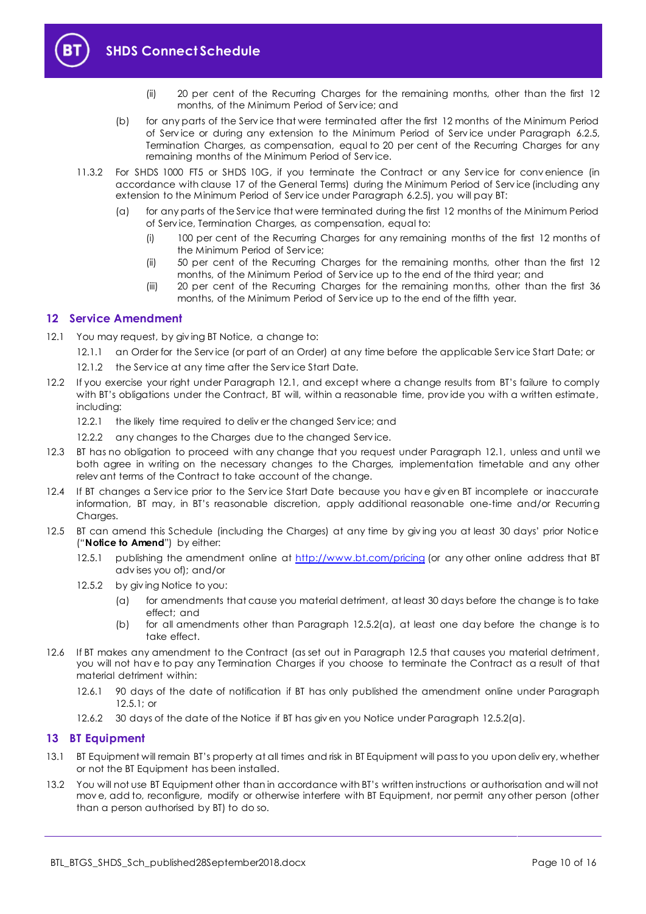(ii) 20 per cent of the Recurring Charges for the remaining months, other than the first 12 months, of the Minimum Period of Service; and

(b) for any parts of the Service that were terminated after the first 12 months of the Minimum Period of Service or during any extension to the Minimum Period of Service under Paragraph 6.2.5, Termination Charges, as compensation, equal to 20 per cent of the Recurring Charges for any remaining months of the Minimum Period of Service.

11.3.2 For SHDS 1000 FT5 or SHDS 10G, if you terminate the Contract or any Service for convenience (in accordance with clause 17 of the General Terms) during the Minimum Period of Service (including any extension to the Minimum Period of Service under Paragraph 6.2.5), you will pay BT:

(a) for any parts of the Service that were terminated during the first 12 months of the Minimum Period of Service, Termination Charges, as compensation, equal to:

(i) 100 per cent of the Recurring Charges for any remaining months of the first 12 months of the Minimum Period of Service;

(ii) 50 per cent of the Recurring Charges for the remaining months, other than the first 12 months, of the Minimum Period of Service up to the end of the third year; and

(iii) 20 per cent of the Recurring Charges for the remaining months, other than the first 36 months, of the Minimum Period of Service up to the end of the fifth year.

## 12 Service Amendment

12.1 You may request, by giving BT Notice, a change to:

12.1.1 an Order for the Service (or part of an Order) at any time before the applicable Service Start Date; or

12.1.2 the Service at any time after the Service Start Date.

12.2 If you exercise your right under Paragraph 12.1, and except where a change results from BT's failure to comply with BT's obligations under the Contract, BT will, within a reasonable time, provide you with a written estimate, including:

12.2.1 the likely time required to deliver the changed Service; and

12.2.2 any changes to the Charges due to the changed Service.

12.3 BT has no obligation to proceed with any change that you request under Paragraph 12.1, unless and until we both agree in writing on the necessary changes to the Charges, implementation timetable and any other relevant terms of the Contract to take account of the change.

12.4 If BT changes a Service prior to the Service Start Date because you have given BT incomplete or inaccurate information, BT may, in BT's reasonable discretion, apply additional reasonable one-time and/or Recurring Charges.

12.5 BT can amend this Schedule (including the Charges) at any time by giving you at least 30 days' prior Notice ("**Notice to Amend**") by either:

12.5.1 publishing the amendment online at http://www.bt.com/pricing (or any other online address that BT advises you of); and/or

12.5.2 by giving Notice to you:

(a) for amendments that cause you material detriment, at least 30 days before the change is to take effect; and

(b) for all amendments other than Paragraph 12.5.2(a), at least one day before the change is to take effect.

12.6 If BT makes any amendment to the Contract (as set out in Paragraph 12.5 that causes you material detriment, you will not have to pay any Termination Charges if you choose to terminate the Contract as a result of that material detriment within:

12.6.1 90 days of the date of notification if BT has only published the amendment online under Paragraph 12.5.1; or

12.6.2 30 days of the date of the Notice if BT has given you Notice under Paragraph 12.5.2(a).

## 13 BT Equipment

13.1 BT Equipment will remain BT's property at all times and risk in BT Equipment will pass to you upon delivery, whether or not the BT Equipment has been installed.

13.2 You will not use BT Equipment other than in accordance with BT's written instructions or authorisation and will not move, add to, reconfigure, modify or otherwise interfere with BT Equipment, nor permit any other person (other than a person authorised by BT) to do so.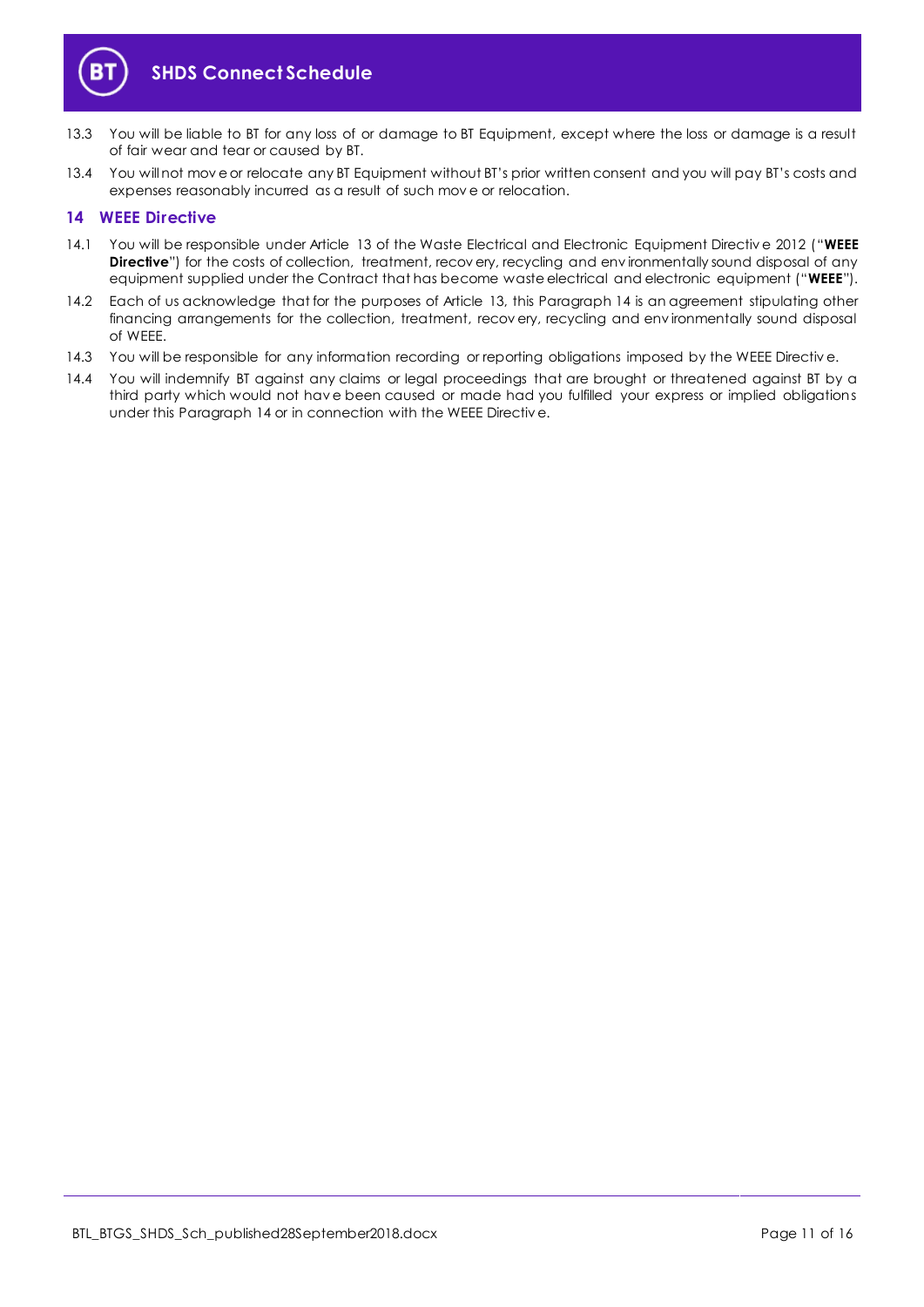13.3 You will be liable to BT for any loss of or damage to BT Equipment, except where the loss or damage is a result of fair wear and tear or caused by BT.

13.4 You will not move or relocate any BT Equipment without BT's prior written consent and you will pay BT's costs and expenses reasonably incurred as a result of such move or relocation.

## 14 WEEE Directive

14.1 You will be responsible under Article 13 of the Waste Electrical and Electronic Equipment Directive 2012 ("**WEEE Directive**") for the costs of collection, treatment, recovery, recycling and environmentally sound disposal of any equipment supplied under the Contract that has become waste electrical and electronic equipment ("**WEEE**").

14.2 Each of us acknowledge that for the purposes of Article 13, this Paragraph 14 is an agreement stipulating other financing arrangements for the collection, treatment, recovery, recycling and environmentally sound disposal of WEEE.

14.3 You will be responsible for any information recording or reporting obligations imposed by the WEEE Directive.

14.4 You will indemnify BT against any claims or legal proceedings that are brought or threatened against BT by a third party which would not have been caused or made had you fulfilled your express or implied obligations under this Paragraph 14 or in connection with the WEEE Directive.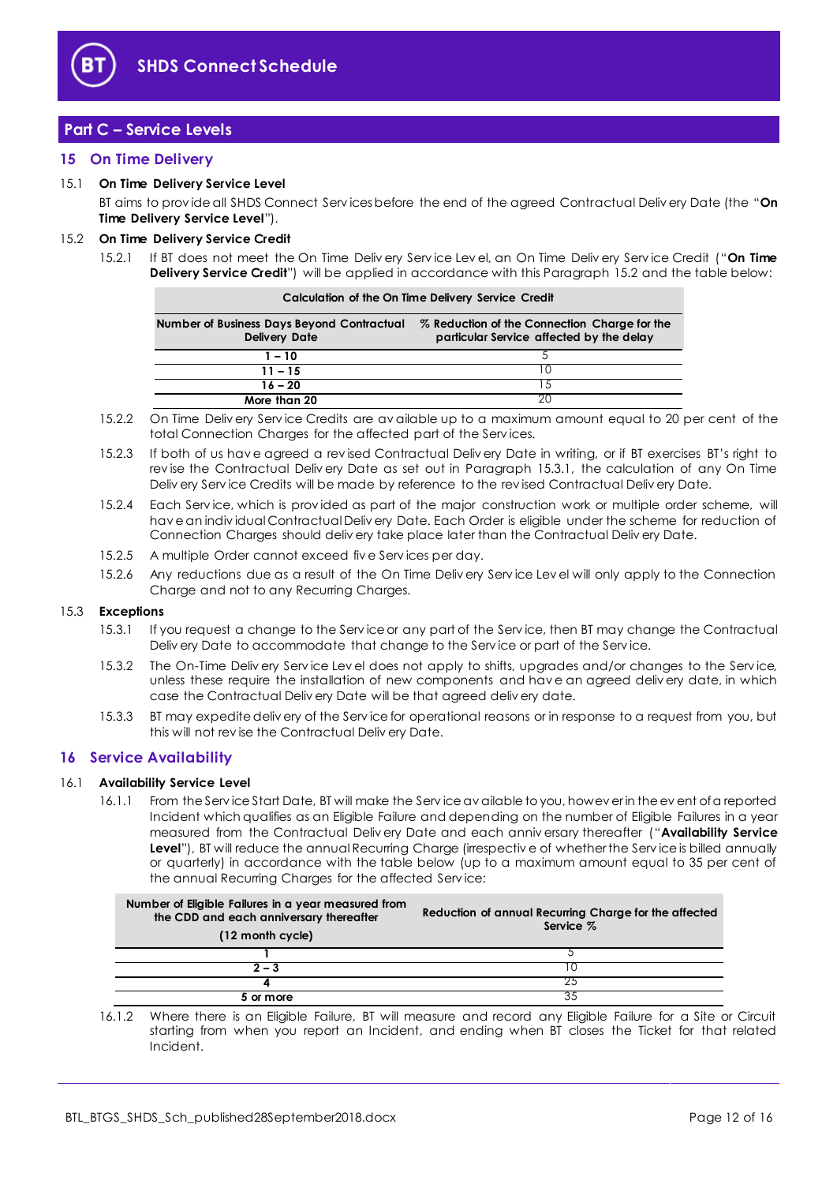## Part C – Service Levels

### 15 On Time Delivery

15.1 **On Time Delivery Service Level**

BT aims to provide all SHDS Connect Services before the end of the agreed Contractual Delivery Date (the "**On Time Delivery Service Level**").

15.2 **On Time Delivery Service Credit**

15.2.1 If BT does not meet the On Time Delivery Service Level, an On Time Delivery Service Credit ("**On Time Delivery Service Credit**") will be applied in accordance with this Paragraph 15.2 and the table below:

| **Calculation of the On Time Delivery Service Credit** | |
|---|---|
| **Number of Business Days Beyond Contractual Delivery Date** | **% Reduction of the Connection Charge for the particular Service affected by the delay** |
| **1 – 10** | 5 |
| **11 – 15** | 10 |
| **16 – 20** | 15 |
| **More than 20** | 20 |

15.2.2 On Time Delivery Service Credits are available up to a maximum amount equal to 20 per cent of the total Connection Charges for the affected part of the Services.

15.2.3 If both of us have agreed a revised Contractual Delivery Date in writing, or if BT exercises BT's right to revise the Contractual Delivery Date as set out in Paragraph 15.3.1, the calculation of any On Time Delivery Service Credits will be made by reference to the revised Contractual Delivery Date.

15.2.4 Each Service, which is provided as part of the major construction work or multiple order scheme, will have an individual Contractual Delivery Date. Each Order is eligible under the scheme for reduction of Connection Charges should delivery take place later than the Contractual Delivery Date.

15.2.5 A multiple Order cannot exceed five Services per day.

15.2.6 Any reductions due as a result of the On Time Delivery Service Level will only apply to the Connection Charge and not to any Recurring Charges.

15.3 **Exceptions**

15.3.1 If you request a change to the Service or any part of the Service, then BT may change the Contractual Delivery Date to accommodate that change to the Service or part of the Service.

15.3.2 The On-Time Delivery Service Level does not apply to shifts, upgrades and/or changes to the Service, unless these require the installation of new components and have an agreed delivery date, in which case the Contractual Delivery Date will be that agreed delivery date.

15.3.3 BT may expedite delivery of the Service for operational reasons or in response to a request from you, but this will not revise the Contractual Delivery Date.

### 16 Service Availability

16.1 **Availability Service Level**

16.1.1 From the Service Start Date, BT will make the Service available to you, however in the event of a reported Incident which qualifies as an Eligible Failure and depending on the number of Eligible Failures in a year measured from the Contractual Delivery Date and each anniversary thereafter ("**Availability Service Level**"), BT will reduce the annual Recurring Charge (irrespective of whether the Service is billed annually or quarterly) in accordance with the table below (up to a maximum amount equal to 35 per cent of the annual Recurring Charges for the affected Service:

| **Number of Eligible Failures in a year measured from the CDD and each anniversary thereafter (12 month cycle)** | **Reduction of annual Recurring Charge for the affected Service %** |
|---|---|
| **1** | 5 |
| **2 – 3** | 10 |
| **4** | 25 |
| **5 or more** | 35 |

16.1.2 Where there is an Eligible Failure, BT will measure and record any Eligible Failure for a Site or Circuit starting from when you report an Incident, and ending when BT closes the Ticket for that related Incident.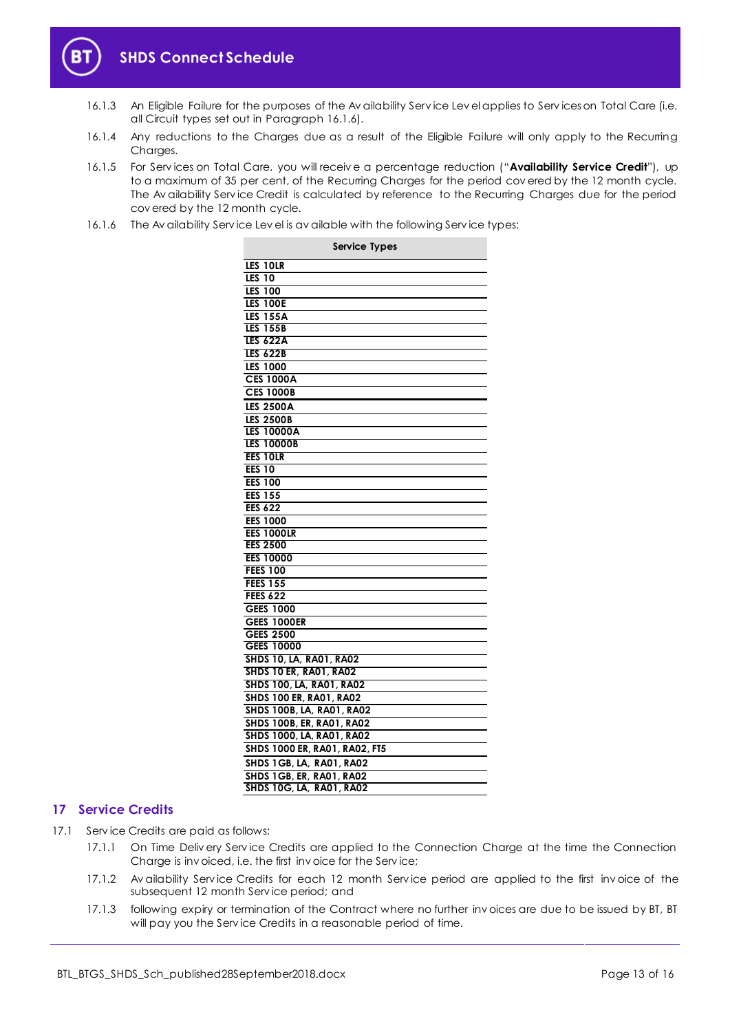16.1.3 An Eligible Failure for the purposes of the Availability Service Level applies to Services on Total Care (i.e. all Circuit types set out in Paragraph 16.1.6).

16.1.4 Any reductions to the Charges due as a result of the Eligible Failure will only apply to the Recurring Charges.

16.1.5 For Services on Total Care, you will receive a percentage reduction ("**Availability Service Credit**"), up to a maximum of 35 per cent, of the Recurring Charges for the period covered by the 12 month cycle. The Availability Service Credit is calculated by reference to the Recurring Charges due for the period covered by the 12 month cycle.

16.1.6 The Availability Service Level is available with the following Service types:

| Service Types |
|---|
| LES 10LR |
| LES 10 |
| LES 100 |
| LES 100E |
| LES 155A |
| LES 155B |
| LES 622A |
| LES 622B |
| LES 1000 |
| CES 1000A |
| CES 1000B |
| LES 2500A |
| LES 2500B |
| LES 10000A |
| LES 10000B |
| EES 10LR |
| EES 10 |
| EES 100 |
| EES 155 |
| EES 622 |
| EES 1000 |
| EES 1000LR |
| EES 2500 |
| EES 10000 |
| FEES 100 |
| FEES 155 |
| FEES 622 |
| GEES 1000 |
| GEES 1000ER |
| GEES 2500 |
| GEES 10000 |
| SHDS 10, LA, RA01, RA02 |
| SHDS 10 ER, RA01, RA02 |
| SHDS 100, LA, RA01, RA02 |
| SHDS 100 ER, RA01, RA02 |
| SHDS 100B, LA, RA01, RA02 |
| SHDS 100B, ER, RA01, RA02 |
| SHDS 1000, LA, RA01, RA02 |
| SHDS 1000 ER, RA01, RA02, FT5 |
| SHDS 1GB, LA, RA01, RA02 |
| SHDS 1GB, ER, RA01, RA02 |
| SHDS 10G, LA, RA01, RA02 |

## 17 Service Credits

17.1 Service Credits are paid as follows:

17.1.1 On Time Delivery Service Credits are applied to the Connection Charge at the time the Connection Charge is invoiced, i.e. the first invoice for the Service;

17.1.2 Availability Service Credits for each 12 month Service period are applied to the first invoice of the subsequent 12 month Service period; and

17.1.3 following expiry or termination of the Contract where no further invoices are due to be issued by BT, BT will pay you the Service Credits in a reasonable period of time.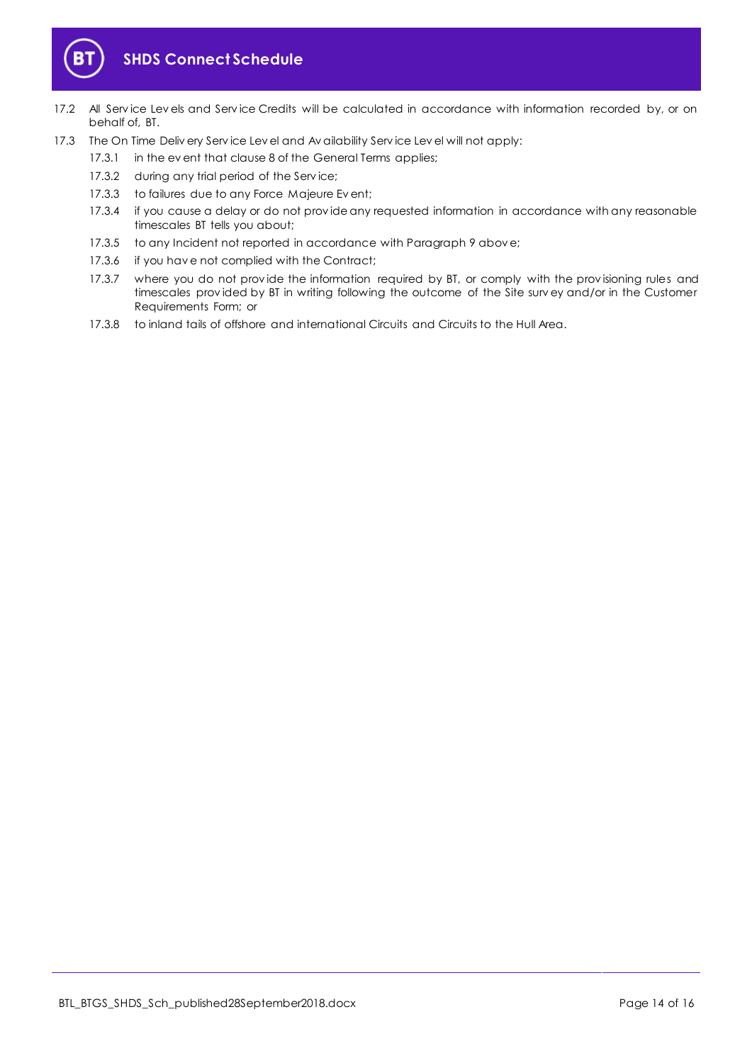17.2 All Service Levels and Service Credits will be calculated in accordance with information recorded by, or on behalf of, BT.

17.3 The On Time Delivery Service Level and Availability Service Level will not apply:

- 17.3.1 in the event that clause 8 of the General Terms applies;
- 17.3.2 during any trial period of the Service;
- 17.3.3 to failures due to any Force Majeure Event;
- 17.3.4 if you cause a delay or do not provide any requested information in accordance with any reasonable timescales BT tells you about;
- 17.3.5 to any Incident not reported in accordance with Paragraph 9 above;
- 17.3.6 if you have not complied with the Contract;
- 17.3.7 where you do not provide the information required by BT, or comply with the provisioning rules and timescales provided by BT in writing following the outcome of the Site survey and/or in the Customer Requirements Form; or
- 17.3.8 to inland tails of offshore and international Circuits and Circuits to the Hull Area.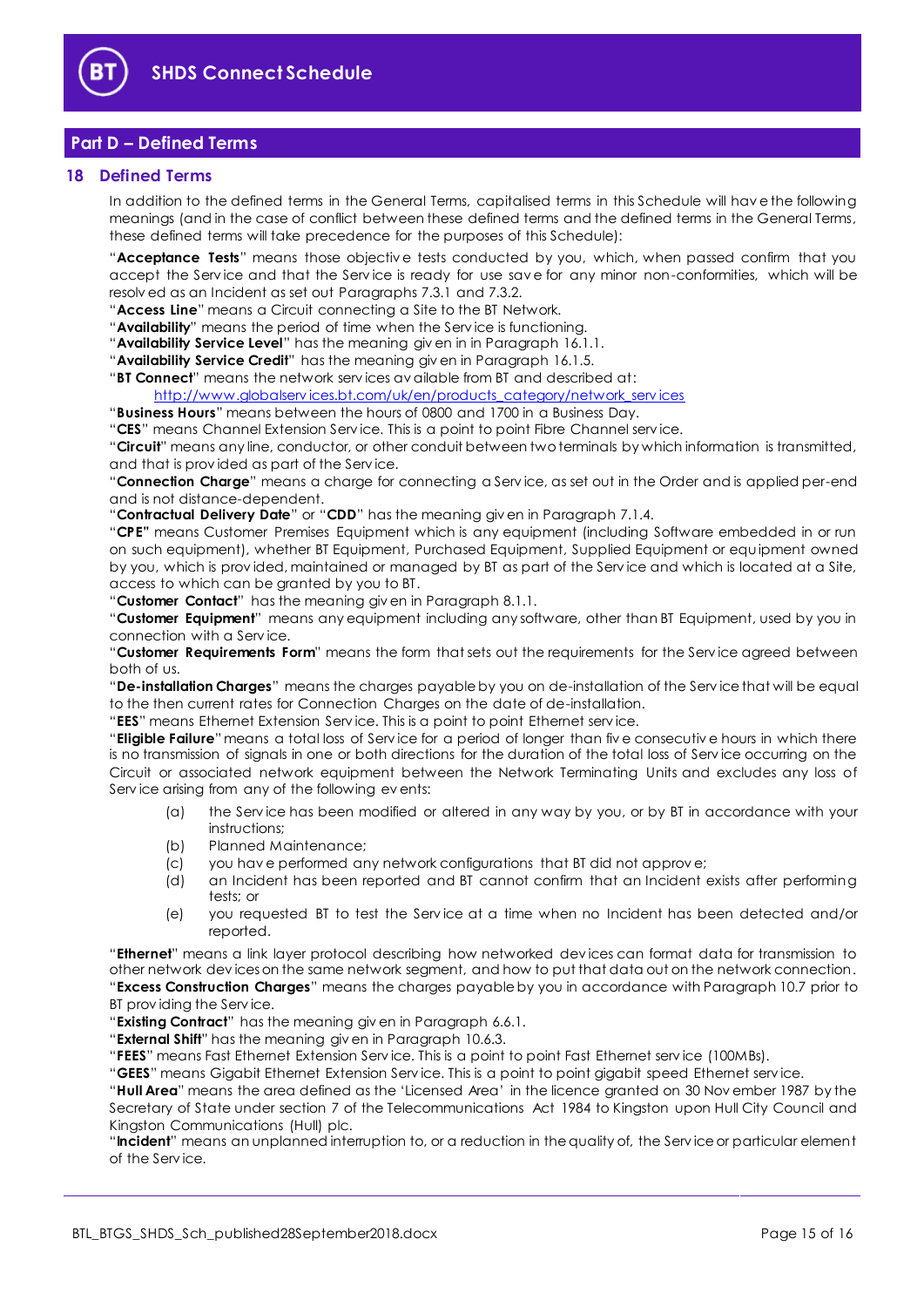## Part D – Defined Terms

### 18 Defined Terms

In addition to the defined terms in the General Terms, capitalised terms in this Schedule will have the following meanings (and in the case of conflict between these defined terms and the defined terms in the General Terms, these defined terms will take precedence for the purposes of this Schedule):

"**Acceptance Tests**" means those objective tests conducted by you, which, when passed confirm that you accept the Service and that the Service is ready for use save for any minor non-conformities, which will be resolved as an Incident as set out Paragraphs 7.3.1 and 7.3.2.

"**Access Line**" means a Circuit connecting a Site to the BT Network.

"**Availability**" means the period of time when the Service is functioning.

"**Availability Service Level**" has the meaning given in in Paragraph 16.1.1.

"**Availability Service Credit**" has the meaning given in Paragraph 16.1.5.

"**BT Connect**" means the network services available from BT and described at: http://www.globalservices.bt.com/uk/en/products_category/network_services

"**Business Hours**" means between the hours of 0800 and 1700 in a Business Day.

"**CES**" means Channel Extension Service. This is a point to point Fibre Channel service.

"**Circuit**" means any line, conductor, or other conduit between two terminals by which information is transmitted, and that is provided as part of the Service.

"**Connection Charge**" means a charge for connecting a Service, as set out in the Order and is applied per-end and is not distance-dependent.

"**Contractual Delivery Date**" or "**CDD**" has the meaning given in Paragraph 7.1.4.

"**CPE**" means Customer Premises Equipment which is any equipment (including Software embedded in or run on such equipment), whether BT Equipment, Purchased Equipment, Supplied Equipment or equipment owned by you, which is provided, maintained or managed by BT as part of the Service and which is located at a Site, access to which can be granted by you to BT.

"**Customer Contact**" has the meaning given in Paragraph 8.1.1.

"**Customer Equipment**" means any equipment including any software, other than BT Equipment, used by you in connection with a Service.

"**Customer Requirements Form**" means the form that sets out the requirements for the Service agreed between both of us.

"**De-installation Charges**" means the charges payable by you on de-installation of the Service that will be equal to the then current rates for Connection Charges on the date of de-installation.

"**EES**" means Ethernet Extension Service. This is a point to point Ethernet service.

"**Eligible Failure**" means a total loss of Service for a period of longer than five consecutive hours in which there is no transmission of signals in one or both directions for the duration of the total loss of Service occurring on the Circuit or associated network equipment between the Network Terminating Units and excludes any loss of Service arising from any of the following events:

(a) the Service has been modified or altered in any way by you, or by BT in accordance with your instructions;

(b) Planned Maintenance;

(c) you have performed any network configurations that BT did not approve;

(d) an Incident has been reported and BT cannot confirm that an Incident exists after performing tests; or

(e) you requested BT to test the Service at a time when no Incident has been detected and/or reported.

"**Ethernet**" means a link layer protocol describing how networked devices can format data for transmission to other network devices on the same network segment, and how to put that data out on the network connection.

"**Excess Construction Charges**" means the charges payable by you in accordance with Paragraph 10.7 prior to BT providing the Service.

"**Existing Contract**" has the meaning given in Paragraph 6.6.1.

"**External Shift**" has the meaning given in Paragraph 10.6.3.

"**FEES**" means Fast Ethernet Extension Service. This is a point to point Fast Ethernet service (100MBs).

"**GEES**" means Gigabit Ethernet Extension Service. This is a point to point gigabit speed Ethernet service.

"**Hull Area**" means the area defined as the 'Licensed Area' in the licence granted on 30 November 1987 by the Secretary of State under section 7 of the Telecommunications Act 1984 to Kingston upon Hull City Council and Kingston Communications (Hull) plc.

"**Incident**" means an unplanned interruption to, or a reduction in the quality of, the Service or particular element of the Service.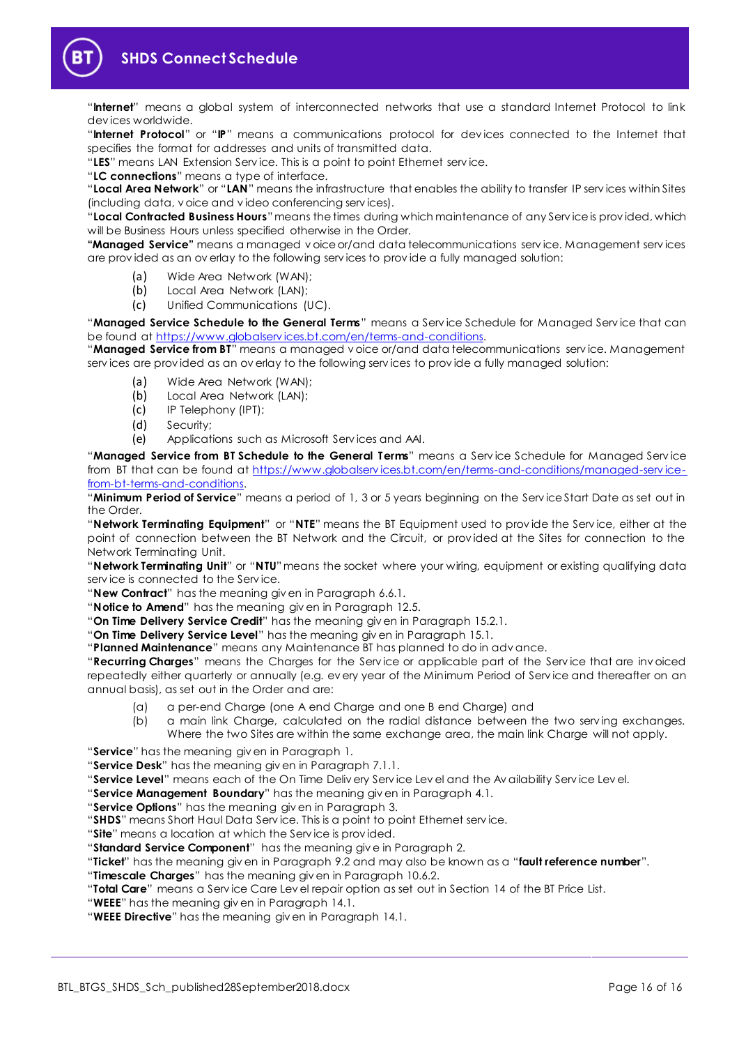"**Internet**" means a global system of interconnected networks that use a standard Internet Protocol to link devices worldwide.

"**Internet Protocol**" or "**IP**" means a communications protocol for devices connected to the Internet that specifies the format for addresses and units of transmitted data.

"**LES**" means LAN Extension Service. This is a point to point Ethernet service.

"**LC connections**" means a type of interface.

"**Local Area Network**" or "**LAN**" means the infrastructure that enables the ability to transfer IP services within Sites (including data, voice and video conferencing services).

"**Local Contracted Business Hours**" means the times during which maintenance of any Service is provided, which will be Business Hours unless specified otherwise in the Order.

**"Managed Service"** means a managed voice or/and data telecommunications service. Management services are provided as an overlay to the following services to provide a fully managed solution:

(a) Wide Area Network (WAN);
(b) Local Area Network (LAN);
(c) Unified Communications (UC).

"**Managed Service Schedule to the General Terms**" means a Service Schedule for Managed Service that can be found at https://www.globalservices.bt.com/en/terms-and-conditions.

"**Managed Service from BT**" means a managed voice or/and data telecommunications service. Management services are provided as an overlay to the following services to provide a fully managed solution:

(a) Wide Area Network (WAN);
(b) Local Area Network (LAN);
(c) IP Telephony (IPT);
(d) Security;
(e) Applications such as Microsoft Services and AAI.

"**Managed Service from BT Schedule to the General Terms**" means a Service Schedule for Managed Service from BT that can be found at https://www.globalservices.bt.com/en/terms-and-conditions/managed-service-from-bt-terms-and-conditions.

"**Minimum Period of Service**" means a period of 1, 3 or 5 years beginning on the Service Start Date as set out in the Order.

"**Network Terminating Equipment**" or "**NTE**" means the BT Equipment used to provide the Service, either at the point of connection between the BT Network and the Circuit, or provided at the Sites for connection to the Network Terminating Unit.

"**Network Terminating Unit**" or "**NTU**" means the socket where your wiring, equipment or existing qualifying data service is connected to the Service.

"**New Contract**" has the meaning given in Paragraph 6.6.1.

"**Notice to Amend**" has the meaning given in Paragraph 12.5.

"**On Time Delivery Service Credit**" has the meaning given in Paragraph 15.2.1.

"**On Time Delivery Service Level**" has the meaning given in Paragraph 15.1.

"**Planned Maintenance**" means any Maintenance BT has planned to do in advance.

"**Recurring Charges**" means the Charges for the Service or applicable part of the Service that are invoiced repeatedly either quarterly or annually (e.g. every year of the Minimum Period of Service and thereafter on an annual basis), as set out in the Order and are:

(a) a per-end Charge (one A end Charge and one B end Charge) and
(b) a main link Charge, calculated on the radial distance between the two serving exchanges. Where the two Sites are within the same exchange area, the main link Charge will not apply.

"**Service**" has the meaning given in Paragraph 1.

"**Service Desk**" has the meaning given in Paragraph 7.1.1.

"**Service Level**" means each of the On Time Delivery Service Level and the Availability Service Level.

"**Service Management Boundary**" has the meaning given in Paragraph 4.1.

"**Service Options**" has the meaning given in Paragraph 3.

"**SHDS**" means Short Haul Data Service. This is a point to point Ethernet service.

"**Site**" means a location at which the Service is provided.

"**Standard Service Component**" has the meaning give in Paragraph 2.

"**Ticket**" has the meaning given in Paragraph 9.2 and may also be known as a "**fault reference number**".

"**Timescale Charges**" has the meaning given in Paragraph 10.6.2.

"**Total Care**" means a Service Care Level repair option as set out in Section 14 of the BT Price List.

"**WEEE**" has the meaning given in Paragraph 14.1.

"**WEEE Directive**" has the meaning given in Paragraph 14.1.